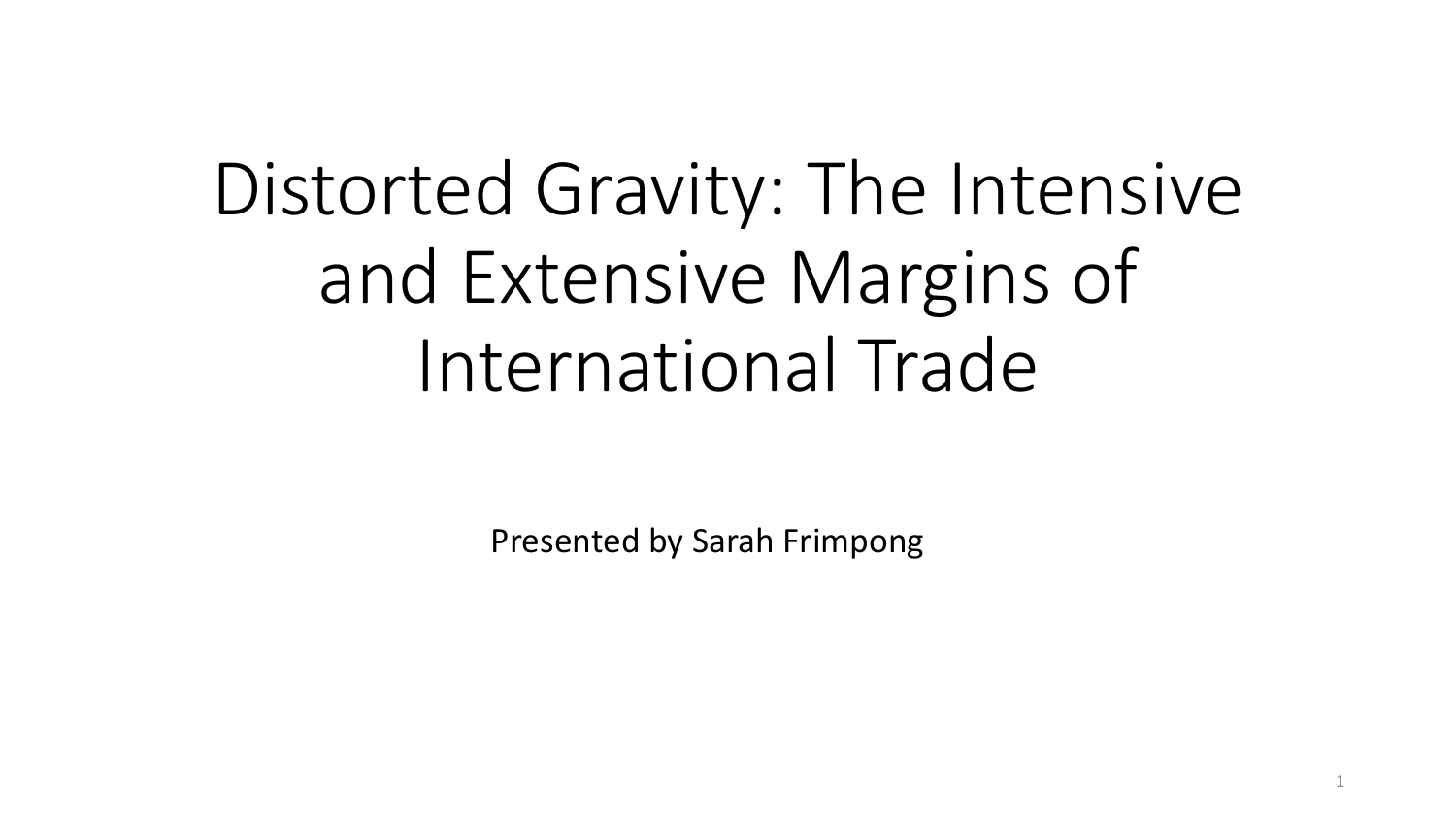# Distorted Gravity: The Intensive and Extensive Margins of International Trade

Presented by Sarah Frimpong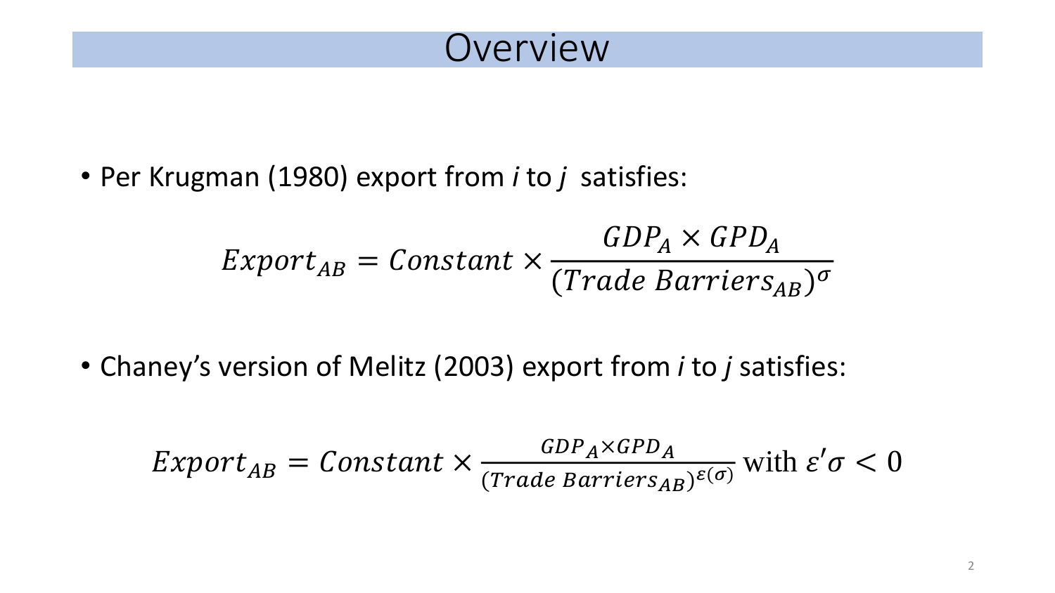# Overview

- Per Krugman (1980) export from *i* to *j* satisfies:

$$Export_{AB} = Constant \times \frac{GDP_A \times GPD_A}{(Trade\ Barriers_{AB})^{\sigma}}$$

- Chaney's version of Melitz (2003) export from *i* to *j* satisfies:

$$Export_{AB} = Constant \times \frac{GDP_A \times GPD_A}{(Trade\ Barriers_{AB})^{\varepsilon(\sigma)}} \text{ with } \varepsilon'\sigma < 0$$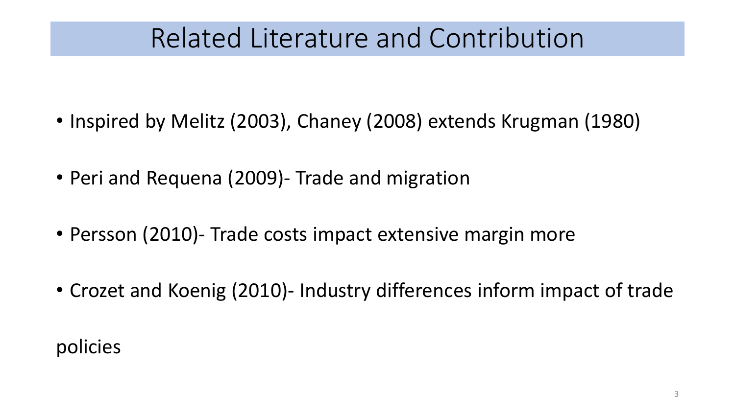# Related Literature and Contribution

- Inspired by Melitz (2003), Chaney (2008) extends Krugman (1980)
- Peri and Requena (2009)- Trade and migration
- Persson (2010)- Trade costs impact extensive margin more
- Crozet and Koenig (2010)- Industry differences inform impact of trade policies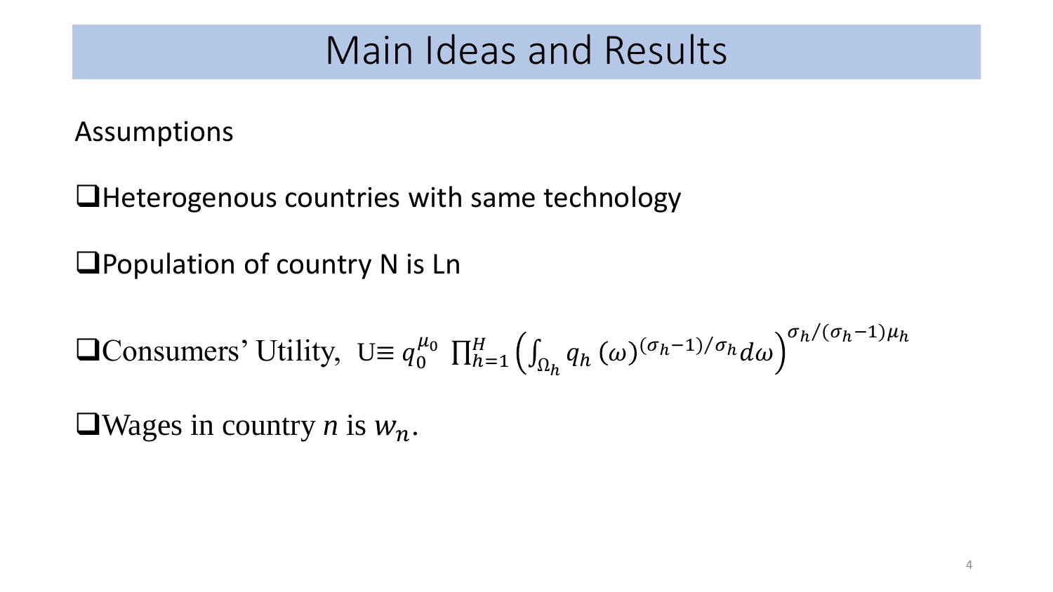# Main Ideas and Results

Assumptions

- Heterogenous countries with same technology
- Population of country N is Ln
- Consumers' Utility, $U \equiv q_0^{\mu_0} \prod_{h=1}^{H} \left( \int_{\Omega_h} q_h(\omega)^{(\sigma_h - 1)/\sigma_h} d\omega \right)^{\sigma_h/(\sigma_h - 1)\mu_h}$
- Wages in country *n* is $w_n$.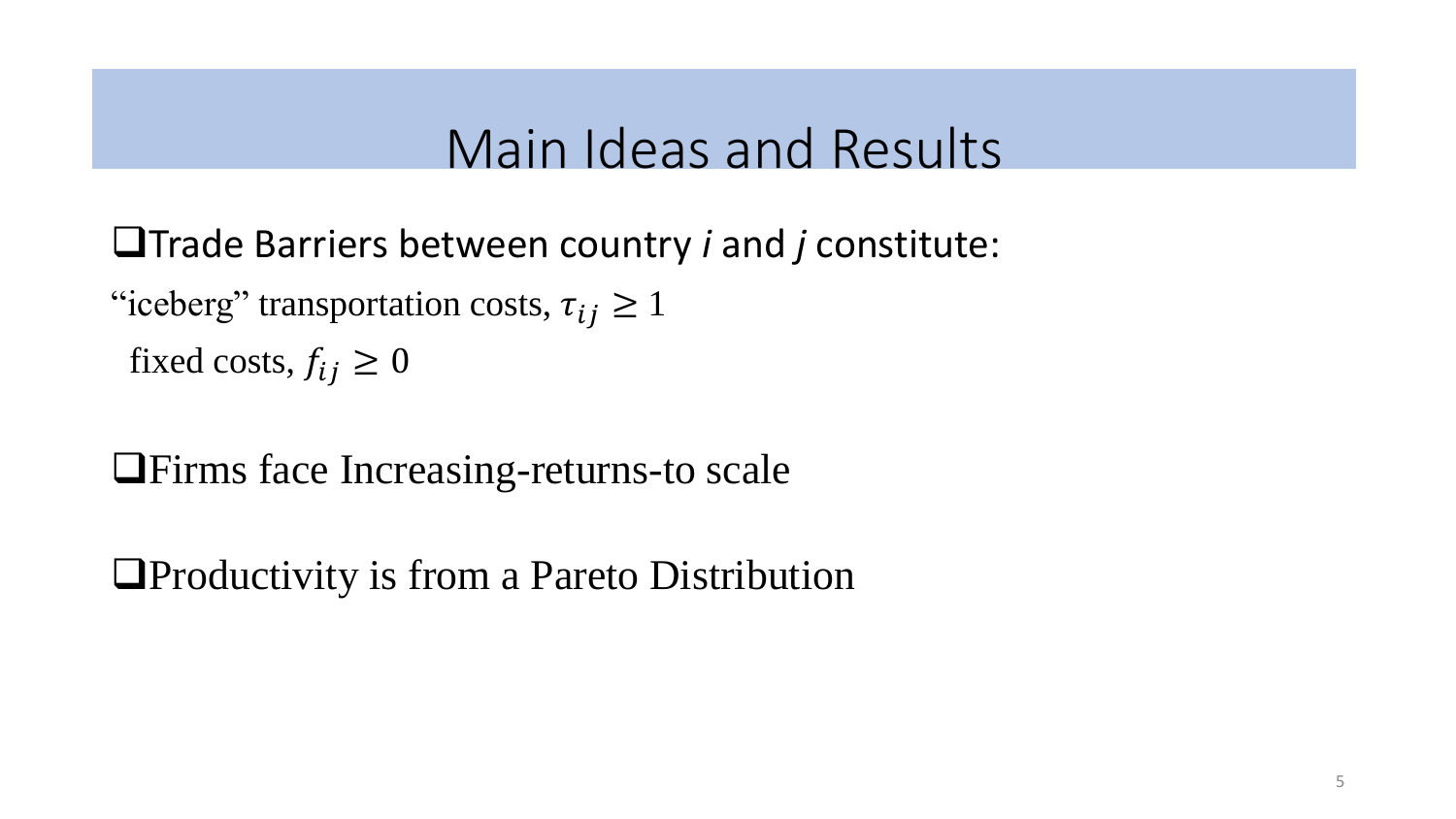# Main Ideas and Results

- Trade Barriers between country *i* and *j* constitute:

  "iceberg" transportation costs, $\tau_{ij} \geq 1$

  fixed costs, $f_{ij} \geq 0$

- Firms face Increasing-returns-to scale

- Productivity is from a Pareto Distribution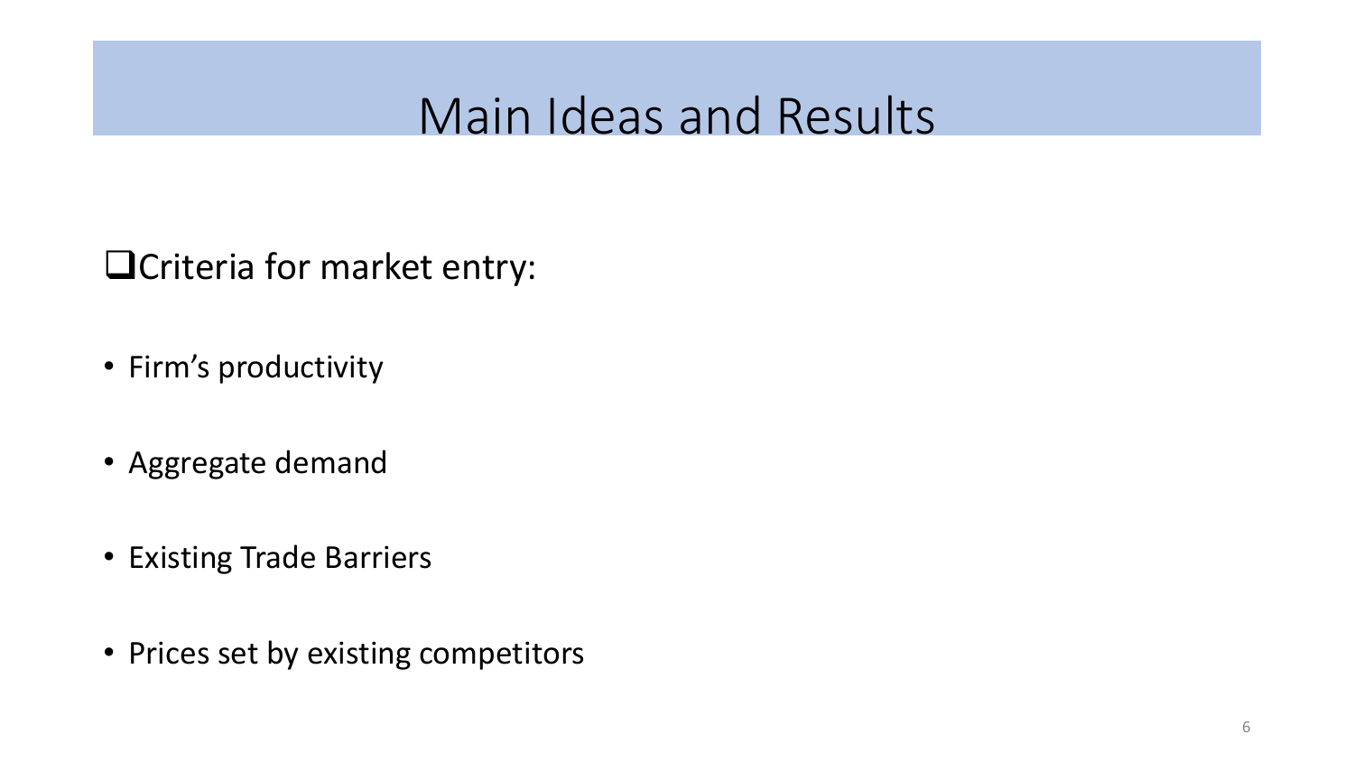# Main Ideas and Results

❑Criteria for market entry:

- Firm's productivity
- Aggregate demand
- Existing Trade Barriers
- Prices set by existing competitors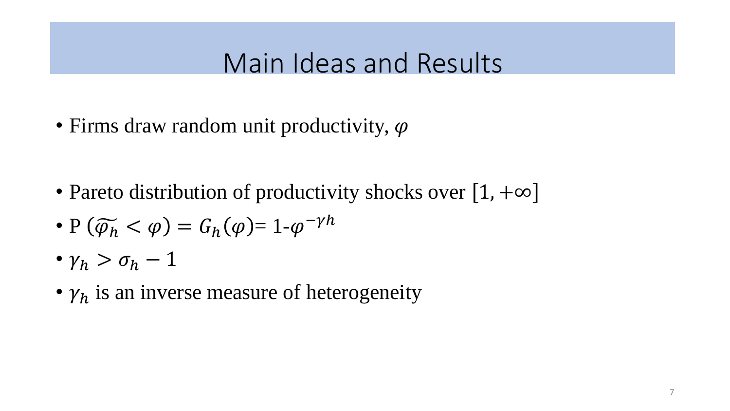# Main Ideas and Results

- Firms draw random unit productivity, $\varphi$
- Pareto distribution of productivity shocks over $[1, +\infty]$
- P $(\widetilde{\varphi_h} < \varphi) = G_h(\varphi)$= 1-$\varphi^{-\gamma h}$
- $\gamma_h > \sigma_h - 1$
- $\gamma_h$ is an inverse measure of heterogeneity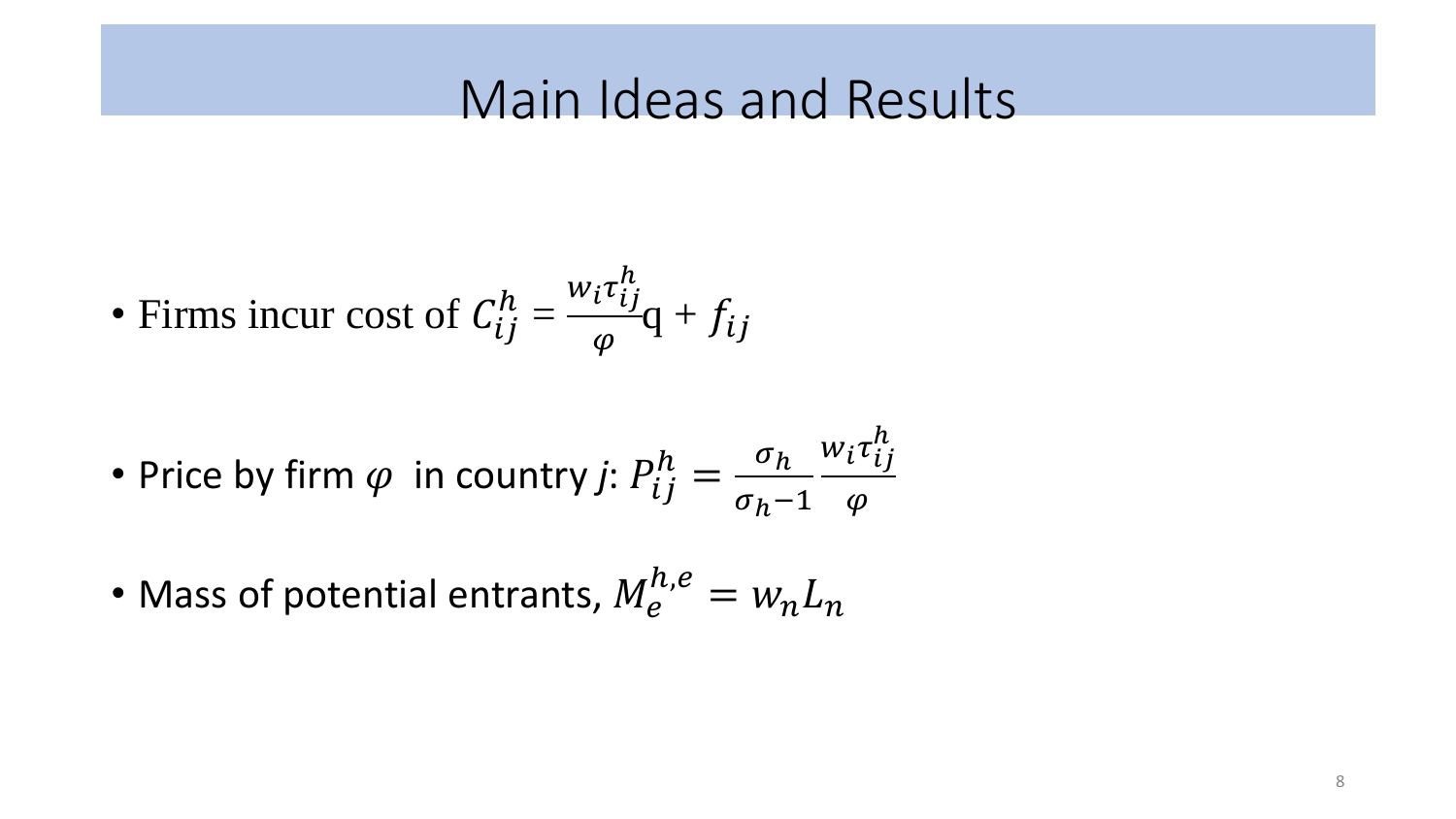# Main Ideas and Results

- Firms incur cost of $C_{ij}^{h} = \frac{w_i \tau_{ij}^{h}}{\varphi} q + f_{ij}$

- Price by firm $\varphi$ in country *j*: $P_{ij}^{h} = \frac{\sigma_h}{\sigma_h - 1} \frac{w_i \tau_{ij}^{h}}{\varphi}$

- Mass of potential entrants, $M_e^{h,e} = w_n L_n$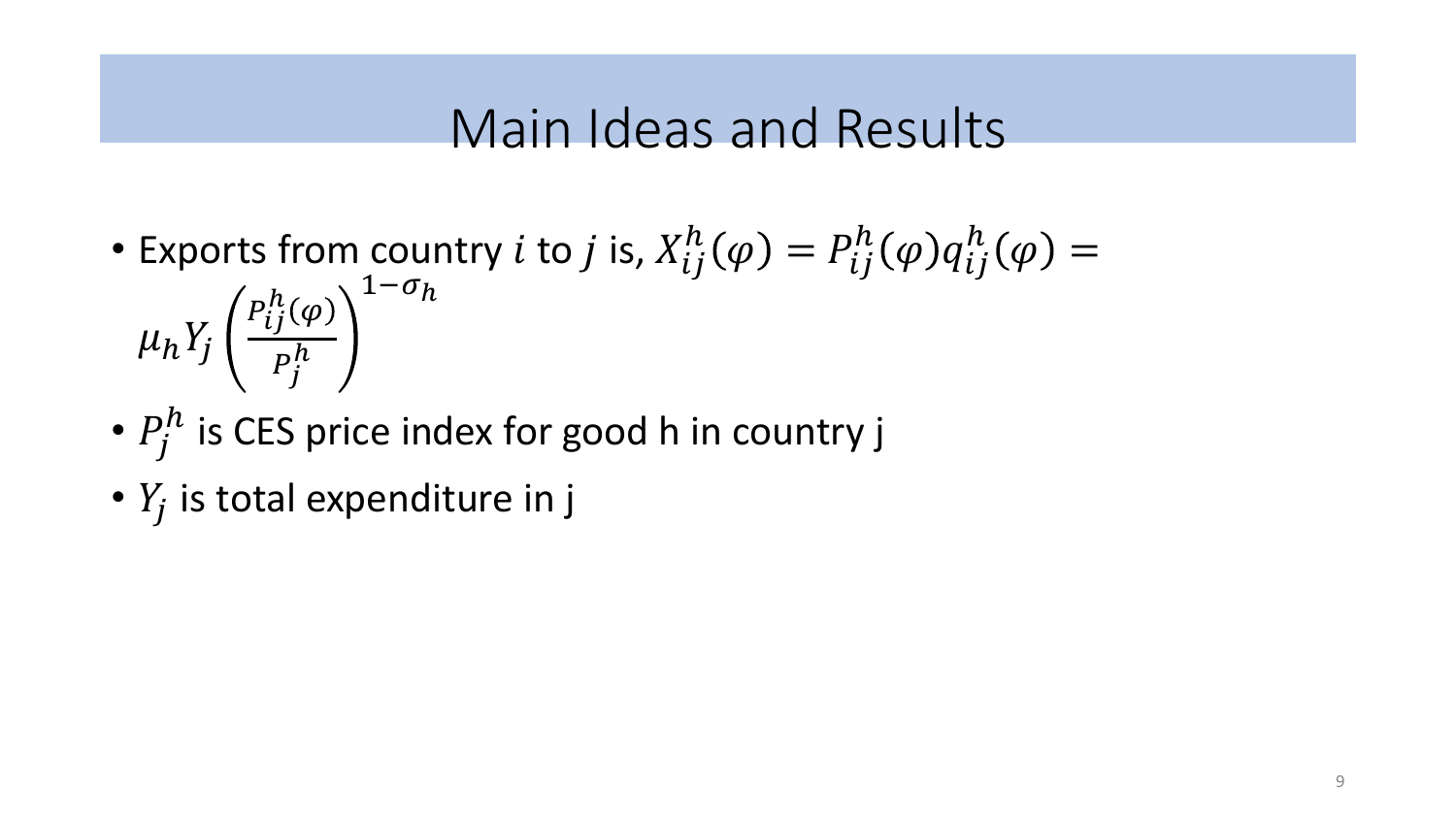# Main Ideas and Results

- Exports from country $i$ to $j$ is, $X_{ij}^{h}(\varphi) = P_{ij}^{h}(\varphi) q_{ij}^{h}(\varphi) = \mu_h Y_j \left( \frac{P_{ij}^{h}(\varphi)}{P_j^h} \right)^{1-\sigma_h}$
- $P_j^h$ is CES price index for good h in country j
- $Y_j$ is total expenditure in j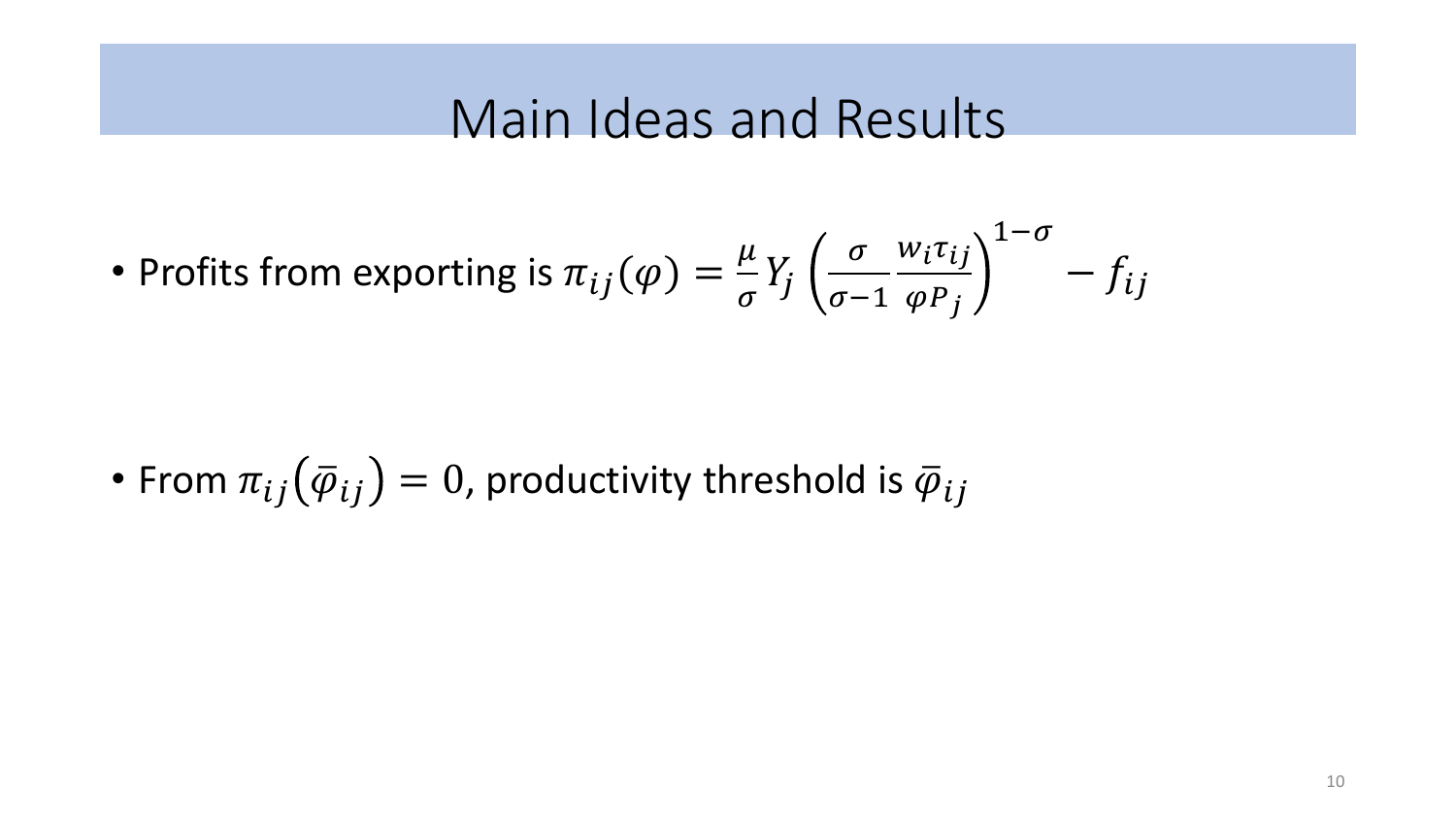# Main Ideas and Results

- Profits from exporting is $\pi_{ij}(\varphi) = \frac{\mu}{\sigma} Y_j \left( \frac{\sigma}{\sigma - 1} \frac{w_i \tau_{ij}}{\varphi P_j} \right)^{1-\sigma} - f_{ij}$

- From $\pi_{ij}(\bar{\varphi}_{ij}) = 0$, productivity threshold is $\bar{\varphi}_{ij}$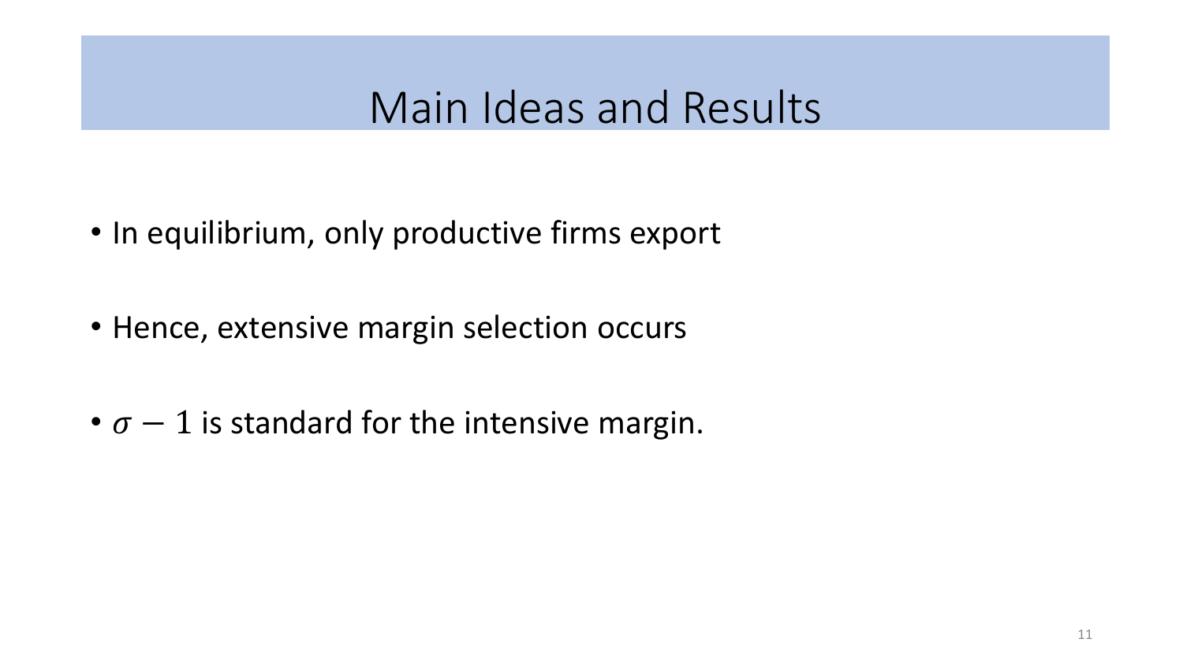# Main Ideas and Results

- In equilibrium, only productive firms export
- Hence, extensive margin selection occurs
- $\sigma - 1$ is standard for the intensive margin.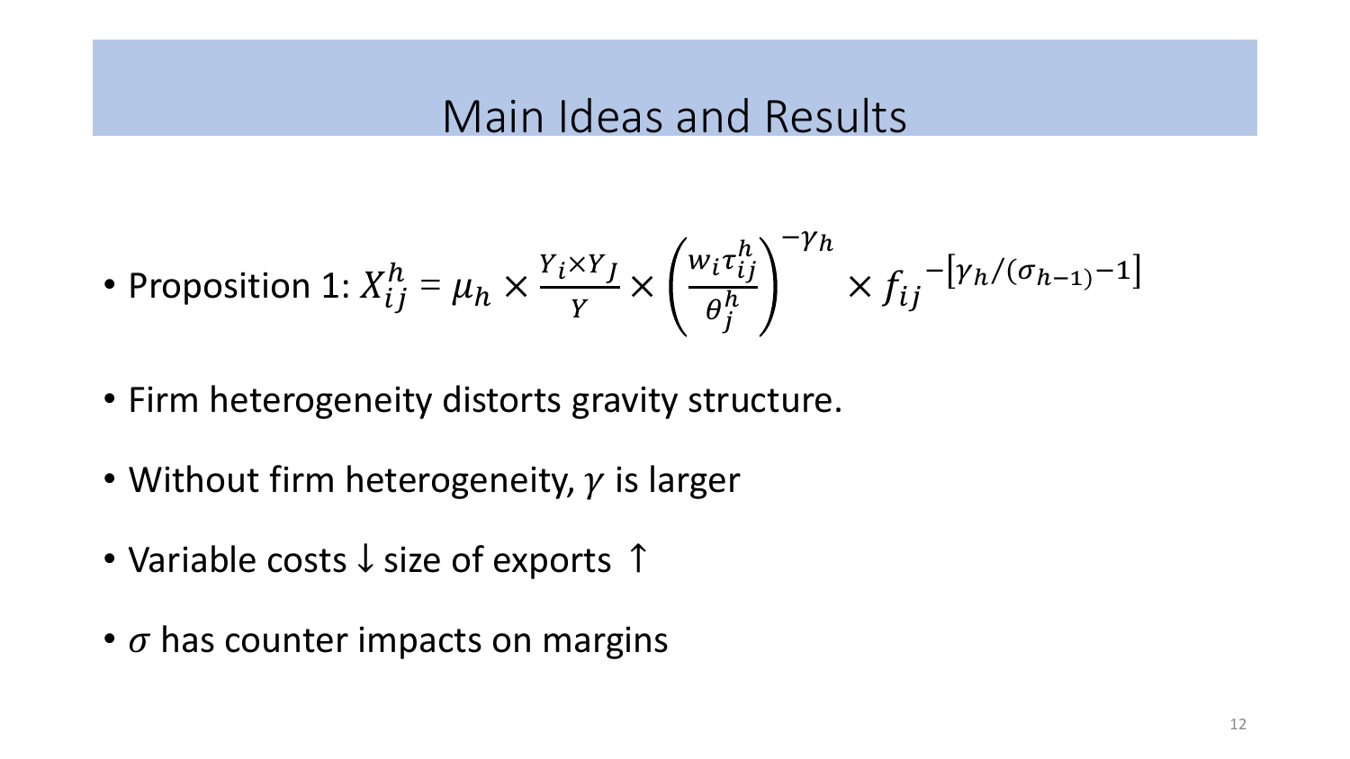# Main Ideas and Results

- Proposition 1: $X_{ij}^{h} = \mu_h \times \frac{Y_i \times Y_J}{Y} \times \left(\frac{w_i \tau_{ij}^{h}}{\theta_j^{h}}\right)^{-\gamma_h} \times f_{ij}{}^{-[\gamma_h/(\sigma_{h-1})-1]}$
- Firm heterogeneity distorts gravity structure.
- Without firm heterogeneity, $\gamma$ is larger
- Variable costs ↓ size of exports ↑
- $\sigma$ has counter impacts on margins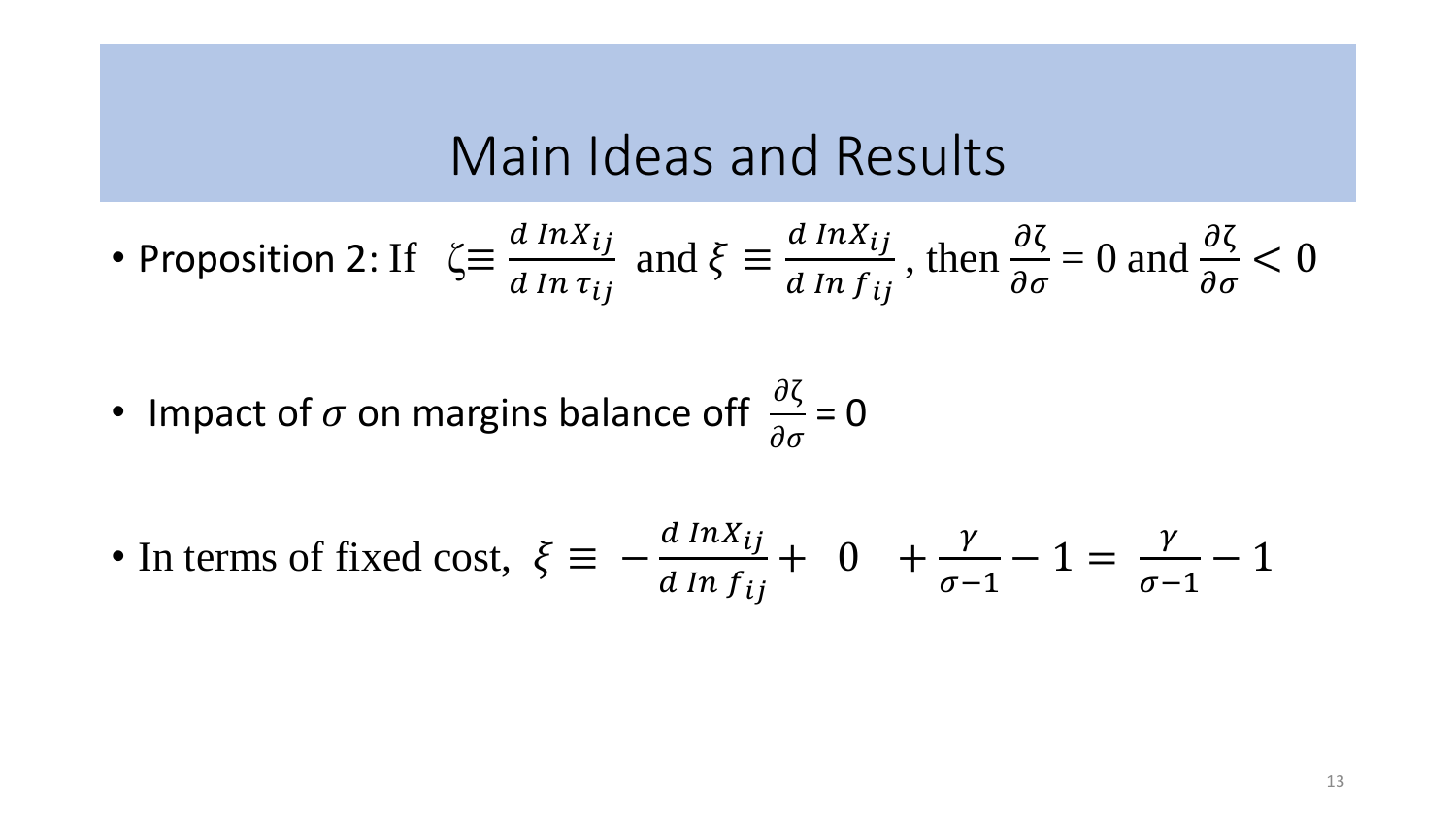# Main Ideas and Results

- Proposition 2: If $\zeta \equiv \frac{d \, InX_{ij}}{d \, In \, \tau_{ij}}$ and $\xi \equiv \frac{d \, InX_{ij}}{d \, In \, f_{ij}}$, then $\frac{\partial \zeta}{\partial \sigma} = 0$ and $\frac{\partial \zeta}{\partial \sigma} < 0$

- Impact of $\sigma$ on margins balance off $\frac{\partial \zeta}{\partial \sigma} = 0$

- In terms of fixed cost, $\xi \equiv -\frac{d \, InX_{ij}}{d \, In \, f_{ij}} + \ 0 \ + \frac{\gamma}{\sigma - 1} - 1 = \frac{\gamma}{\sigma - 1} - 1$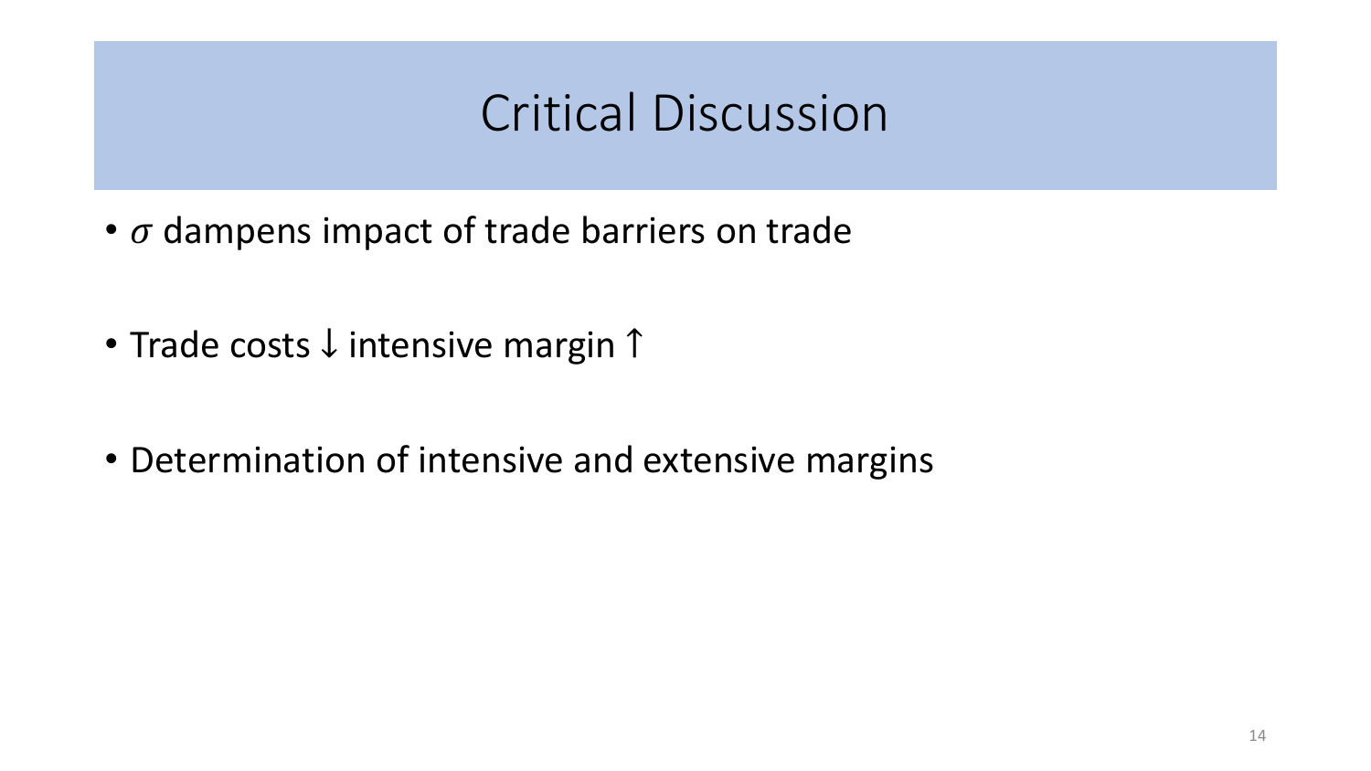# Critical Discussion

- $\sigma$ dampens impact of trade barriers on trade
- Trade costs $\downarrow$ intensive margin $\uparrow$
- Determination of intensive and extensive margins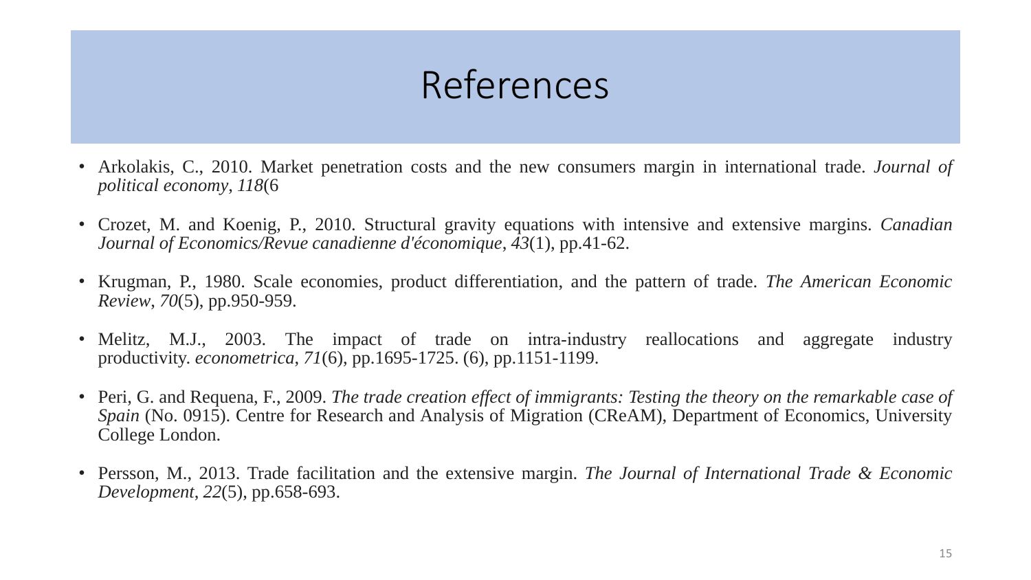# References

- Arkolakis, C., 2010. Market penetration costs and the new consumers margin in international trade. *Journal of political economy*, *118*(6
- Crozet, M. and Koenig, P., 2010. Structural gravity equations with intensive and extensive margins. *Canadian Journal of Economics/Revue canadienne d'économique*, *43*(1), pp.41-62.
- Krugman, P., 1980. Scale economies, product differentiation, and the pattern of trade. *The American Economic Review*, *70*(5), pp.950-959.
- Melitz, M.J., 2003. The impact of trade on intra-industry reallocations and aggregate industry productivity. *econometrica*, *71*(6), pp.1695-1725. (6), pp.1151-1199.
- Peri, G. and Requena, F., 2009. *The trade creation effect of immigrants: Testing the theory on the remarkable case of Spain* (No. 0915). Centre for Research and Analysis of Migration (CReAM), Department of Economics, University College London.
- Persson, M., 2013. Trade facilitation and the extensive margin. *The Journal of International Trade & Economic Development*, *22*(5), pp.658-693.